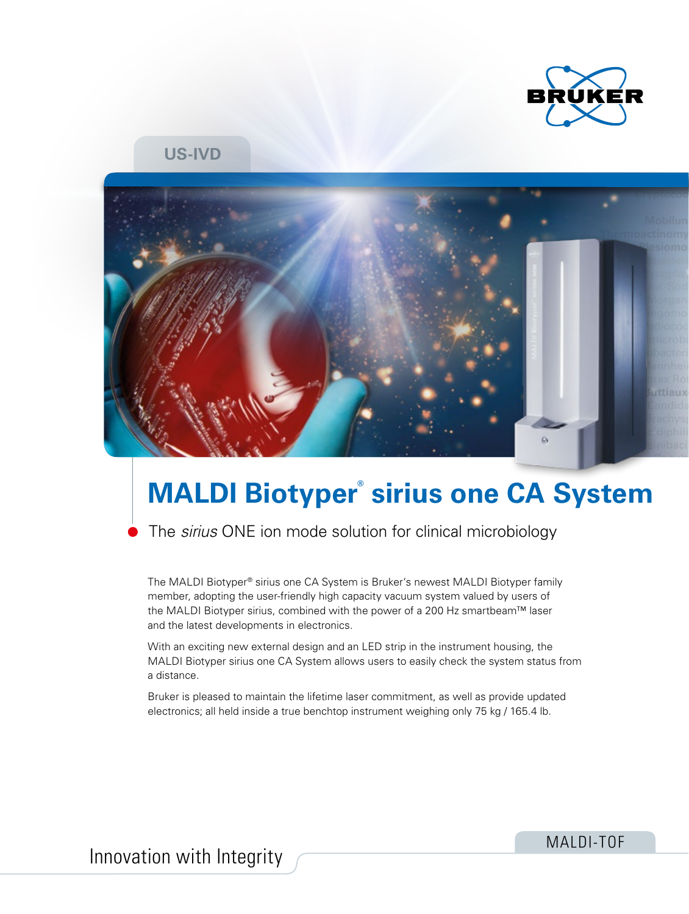US-IVD

# MALDI Biotyper® sirius one CA System

## The *sirius* ONE ion mode solution for clinical microbiology

The MALDI Biotyper® sirius one CA System is Bruker's newest MALDI Biotyper family member, adopting the user-friendly high capacity vacuum system valued by users of the MALDI Biotyper sirius, combined with the power of a 200 Hz smartbeam™ laser and the latest developments in electronics.

With an exciting new external design and an LED strip in the instrument housing, the MALDI Biotyper sirius one CA System allows users to easily check the system status from a distance.

Bruker is pleased to maintain the lifetime laser commitment, as well as provide updated electronics; all held inside a true benchtop instrument weighing only 75 kg / 165.4 lb.

Innovation with Integrity

MALDI-TOF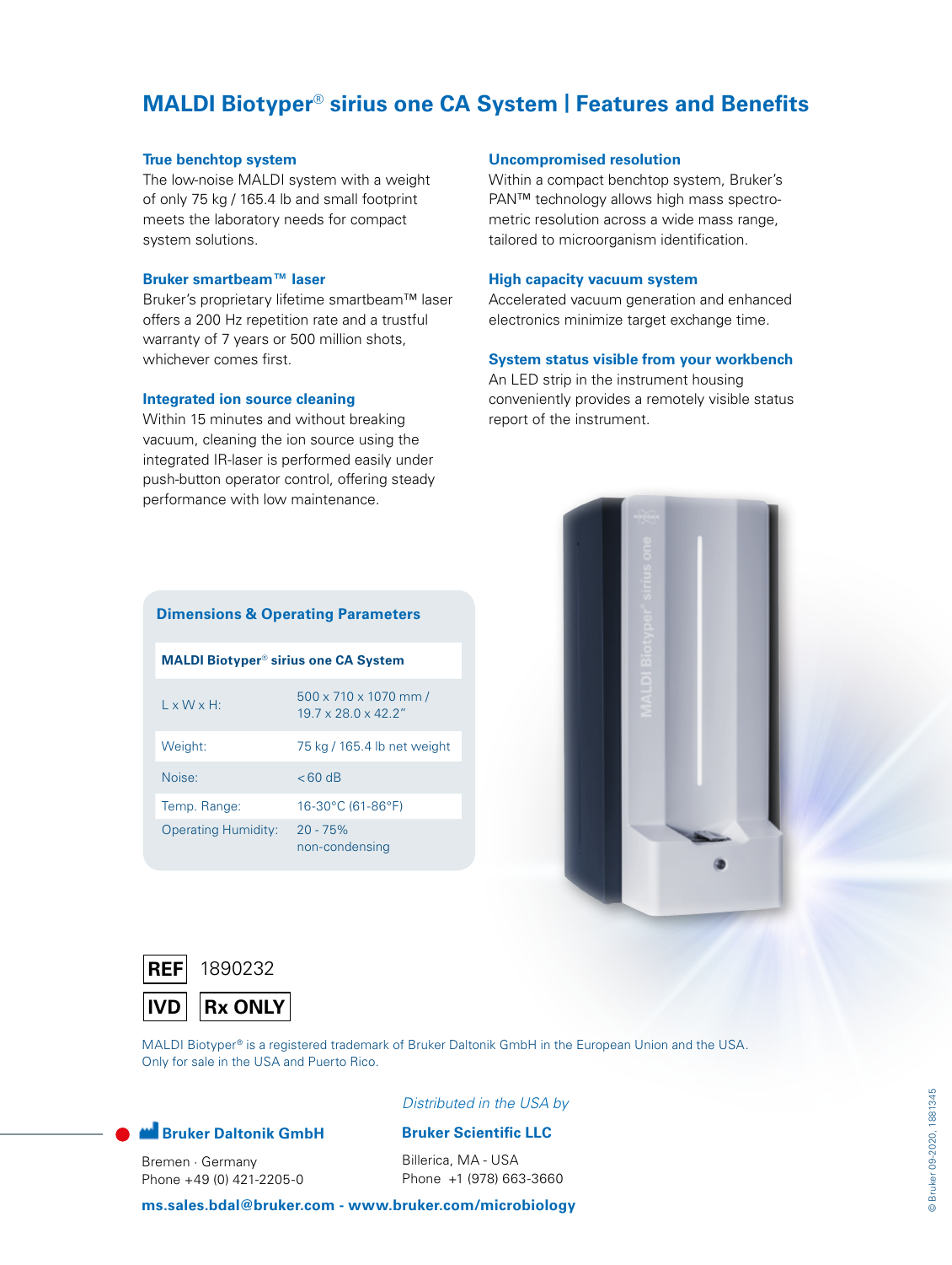# MALDI Biotyper® sirius one CA System | Features and Benefits

### True benchtop system

The low-noise MALDI system with a weight of only 75 kg / 165.4 lb and small footprint meets the laboratory needs for compact system solutions.

### Bruker smartbeam™ laser

Bruker's proprietary lifetime smartbeam™ laser offers a 200 Hz repetition rate and a trustful warranty of 7 years or 500 million shots, whichever comes first.

### Integrated ion source cleaning

Within 15 minutes and without breaking vacuum, cleaning the ion source using the integrated IR-laser is performed easily under push-button operator control, offering steady performance with low maintenance.

### Uncompromised resolution

Within a compact benchtop system, Bruker's PAN™ technology allows high mass spectrometric resolution across a wide mass range, tailored to microorganism identification.

### High capacity vacuum system

Accelerated vacuum generation and enhanced electronics minimize target exchange time.

### System status visible from your workbench

An LED strip in the instrument housing conveniently provides a remotely visible status report of the instrument.

## Dimensions & Operating Parameters

| MALDI Biotyper® sirius one CA System | |
|---|---|
| L x W x H: | 500 x 710 x 1070 mm / 19.7 x 28.0 x 42.2" |
| Weight: | 75 kg / 165.4 lb net weight |
| Noise: | < 60 dB |
| Temp. Range: | 16-30°C (61-86°F) |
| Operating Humidity: | 20 - 75% non-condensing |

**REF** 1890232

**IVD** **Rx ONLY**

MALDI Biotyper® is a registered trademark of Bruker Daltonik GmbH in the European Union and the USA.
Only for sale in the USA and Puerto Rico.

**Bruker Daltonik GmbH**

Bremen · Germany
Phone +49 (0) 421-2205-0

*Distributed in the USA by*

**Bruker Scientific LLC**

Billerica, MA - USA
Phone +1 (978) 663-3660

**ms.sales.bdal@bruker.com - www.bruker.com/microbiology**

© Bruker 09-2020, 1881345